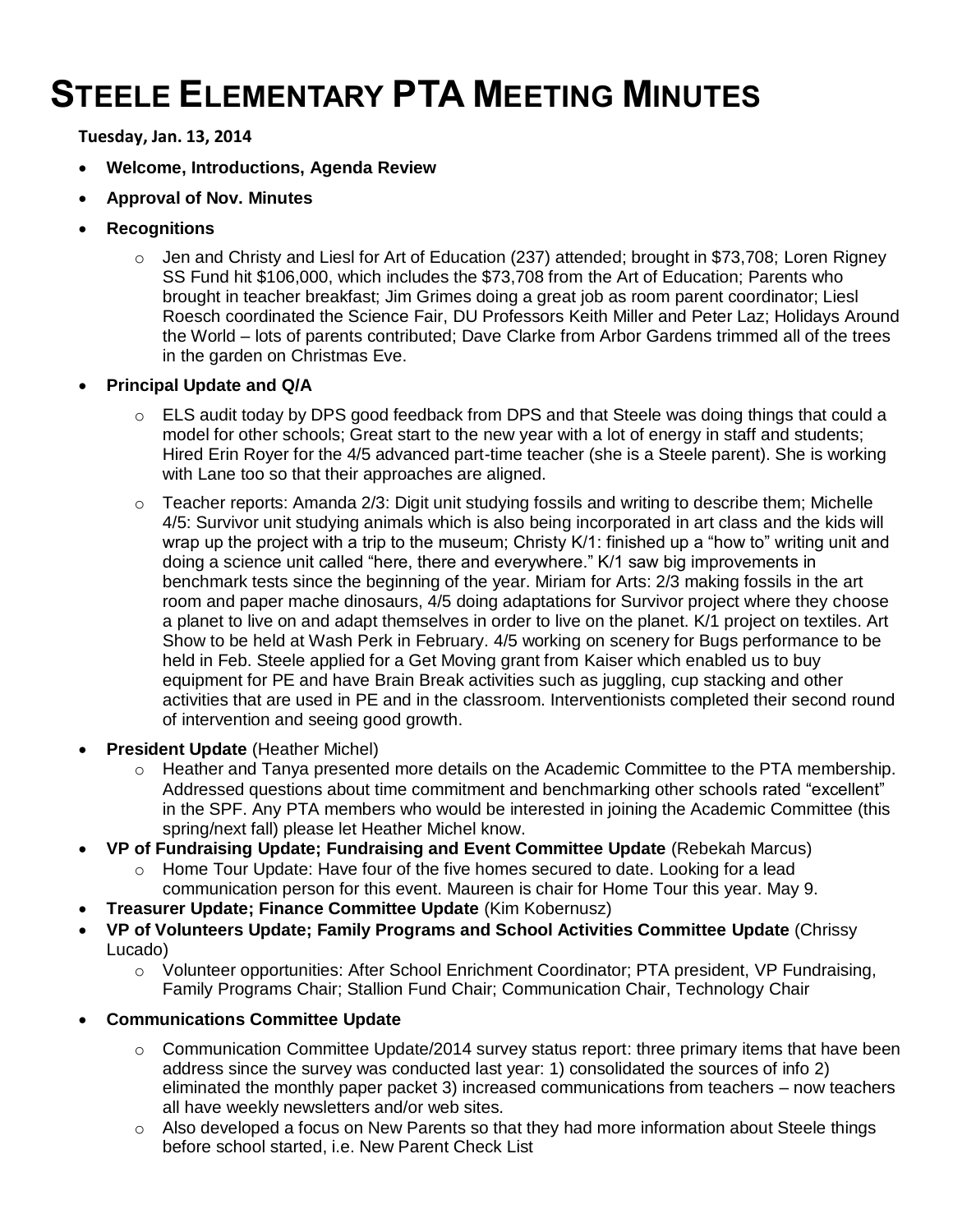# STEELE ELEMENTARY PTA MEETING MINUTES

**Tuesday, Jan. 13, 2014**

- **Welcome, Introductions, Agenda Review**
- **Approval of Nov. Minutes**
- **Recognitions**
  - Jen and Christy and Liesl for Art of Education (237) attended; brought in $73,708; Loren Rigney SS Fund hit $106,000, which includes the $73,708 from the Art of Education; Parents who brought in teacher breakfast; Jim Grimes doing a great job as room parent coordinator; Liesl Roesch coordinated the Science Fair, DU Professors Keith Miller and Peter Laz; Holidays Around the World – lots of parents contributed; Dave Clarke from Arbor Gardens trimmed all of the trees in the garden on Christmas Eve.
- **Principal Update and Q/A**
  - ELS audit today by DPS good feedback from DPS and that Steele was doing things that could a model for other schools; Great start to the new year with a lot of energy in staff and students; Hired Erin Royer for the 4/5 advanced part-time teacher (she is a Steele parent). She is working with Lane too so that their approaches are aligned.
  - Teacher reports: Amanda 2/3: Digit unit studying fossils and writing to describe them; Michelle 4/5: Survivor unit studying animals which is also being incorporated in art class and the kids will wrap up the project with a trip to the museum; Christy K/1: finished up a "how to" writing unit and doing a science unit called "here, there and everywhere." K/1 saw big improvements in benchmark tests since the beginning of the year. Miriam for Arts: 2/3 making fossils in the art room and paper mache dinosaurs, 4/5 doing adaptations for Survivor project where they choose a planet to live on and adapt themselves in order to live on the planet. K/1 project on textiles. Art Show to be held at Wash Perk in February. 4/5 working on scenery for Bugs performance to be held in Feb. Steele applied for a Get Moving grant from Kaiser which enabled us to buy equipment for PE and have Brain Break activities such as juggling, cup stacking and other activities that are used in PE and in the classroom. Interventionists completed their second round of intervention and seeing good growth.
- **President Update** (Heather Michel)
  - Heather and Tanya presented more details on the Academic Committee to the PTA membership. Addressed questions about time commitment and benchmarking other schools rated "excellent" in the SPF. Any PTA members who would be interested in joining the Academic Committee (this spring/next fall) please let Heather Michel know.
- **VP of Fundraising Update; Fundraising and Event Committee Update** (Rebekah Marcus)
  - Home Tour Update: Have four of the five homes secured to date. Looking for a lead communication person for this event. Maureen is chair for Home Tour this year. May 9.
- **Treasurer Update; Finance Committee Update** (Kim Kobernusz)
- **VP of Volunteers Update; Family Programs and School Activities Committee Update** (Chrissy Lucado)
  - Volunteer opportunities: After School Enrichment Coordinator; PTA president, VP Fundraising, Family Programs Chair; Stallion Fund Chair; Communication Chair, Technology Chair
- **Communications Committee Update**
  - Communication Committee Update/2014 survey status report: three primary items that have been address since the survey was conducted last year: 1) consolidated the sources of info 2) eliminated the monthly paper packet 3) increased communications from teachers – now teachers all have weekly newsletters and/or web sites.
  - Also developed a focus on New Parents so that they had more information about Steele things before school started, i.e. New Parent Check List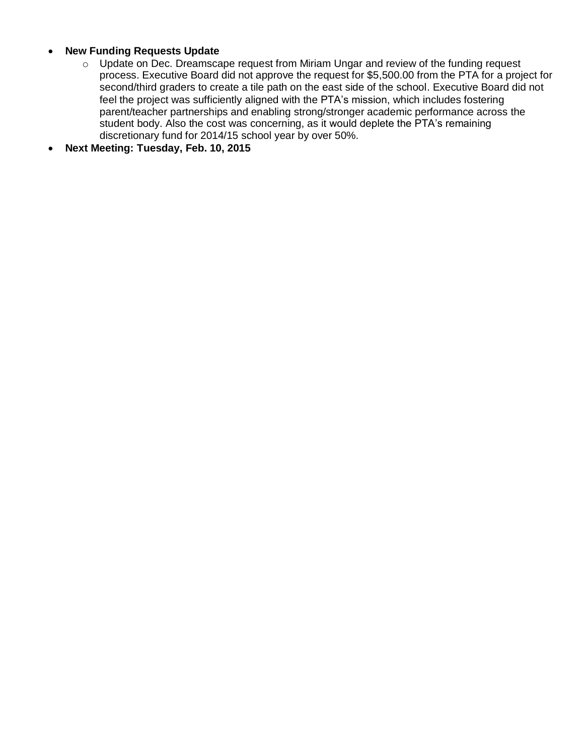- **New Funding Requests Update**
  - Update on Dec. Dreamscape request from Miriam Ungar and review of the funding request process. Executive Board did not approve the request for $5,500.00 from the PTA for a project for second/third graders to create a tile path on the east side of the school. Executive Board did not feel the project was sufficiently aligned with the PTA's mission, which includes fostering parent/teacher partnerships and enabling strong/stronger academic performance across the student body. Also the cost was concerning, as it would deplete the PTA's remaining discretionary fund for 2014/15 school year by over 50%.
- **Next Meeting: Tuesday, Feb. 10, 2015**